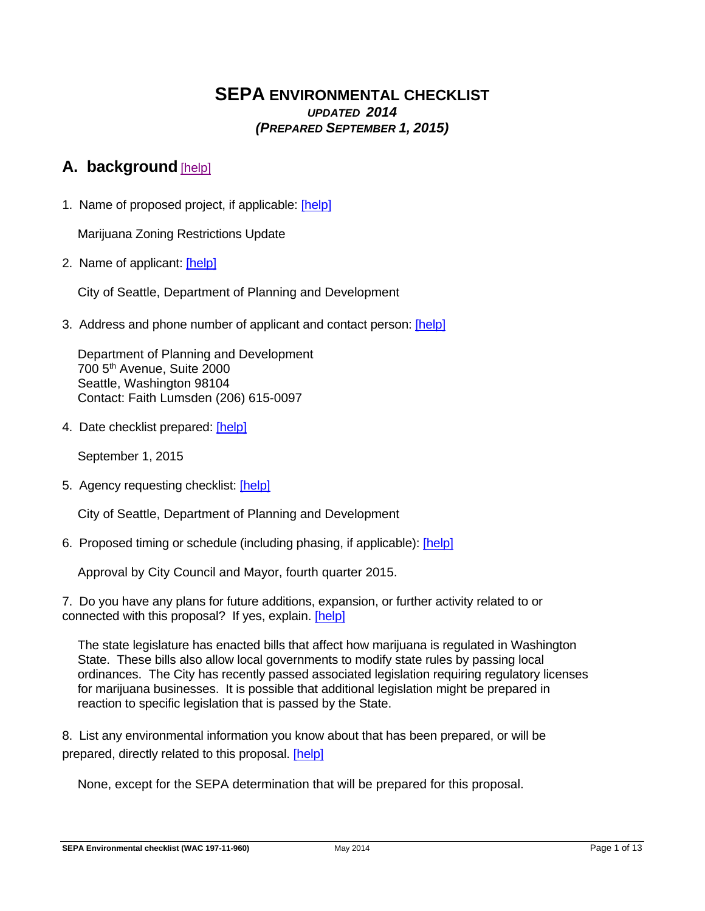# SEPA ENVIRONMENTAL CHECKLIST

*UPDATED 2014*

*(PREPARED SEPTEMBER 1, 2015)*

## A. background [help]

1. Name of proposed project, if applicable: [help]

   Marijuana Zoning Restrictions Update

2. Name of applicant: [help]

   City of Seattle, Department of Planning and Development

3. Address and phone number of applicant and contact person: [help]

   Department of Planning and Development
   700 5th Avenue, Suite 2000
   Seattle, Washington 98104
   Contact: Faith Lumsden (206) 615-0097

4. Date checklist prepared: [help]

   September 1, 2015

5. Agency requesting checklist: [help]

   City of Seattle, Department of Planning and Development

6. Proposed timing or schedule (including phasing, if applicable): [help]

   Approval by City Council and Mayor, fourth quarter 2015.

7. Do you have any plans for future additions, expansion, or further activity related to or connected with this proposal? If yes, explain. [help]

   The state legislature has enacted bills that affect how marijuana is regulated in Washington State. These bills also allow local governments to modify state rules by passing local ordinances. The City has recently passed associated legislation requiring regulatory licenses for marijuana businesses. It is possible that additional legislation might be prepared in reaction to specific legislation that is passed by the State.

8. List any environmental information you know about that has been prepared, or will be prepared, directly related to this proposal. [help]

   None, except for the SEPA determination that will be prepared for this proposal.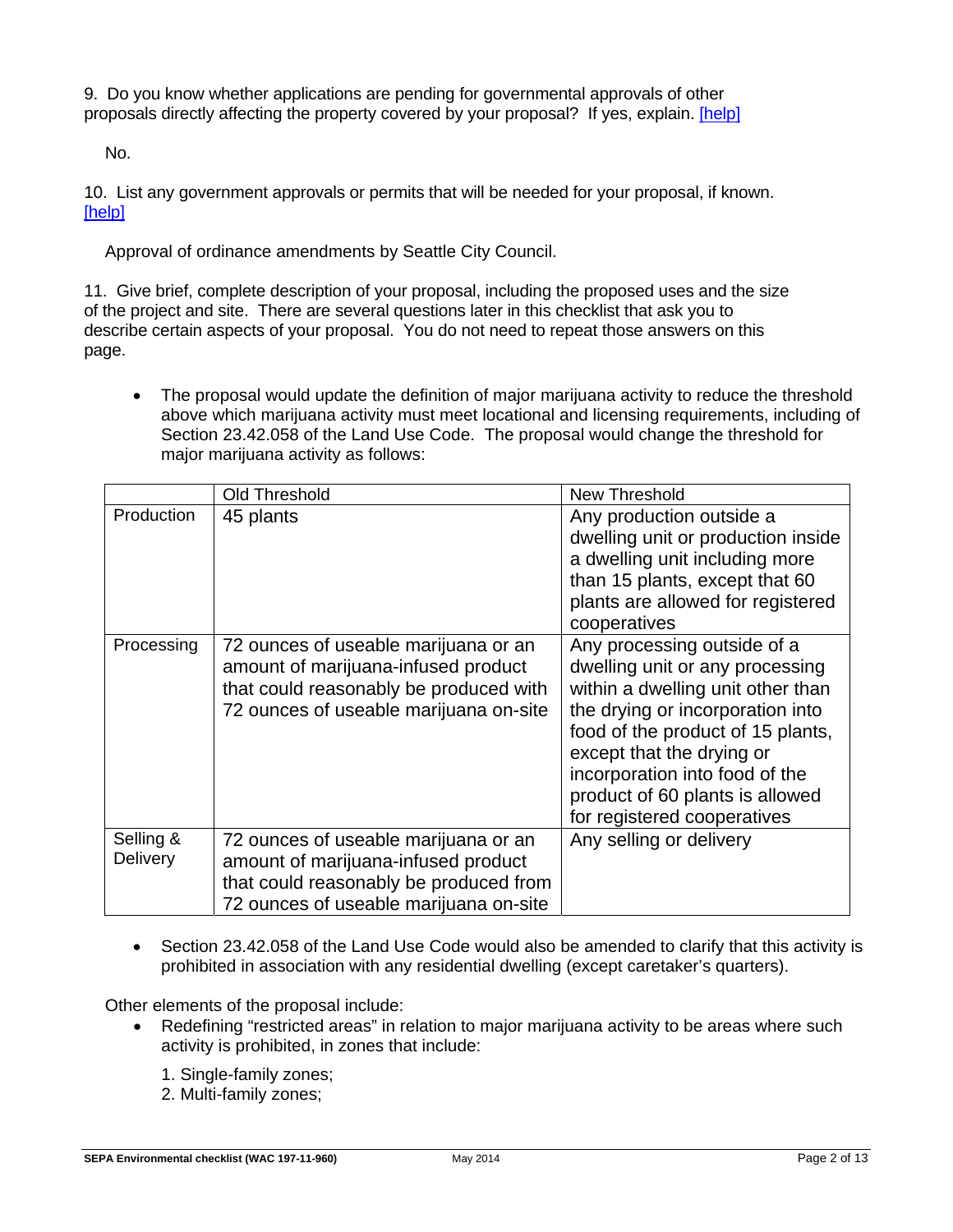9. Do you know whether applications are pending for governmental approvals of other proposals directly affecting the property covered by your proposal? If yes, explain. [help]

No.

10. List any government approvals or permits that will be needed for your proposal, if known. [help]

Approval of ordinance amendments by Seattle City Council.

11. Give brief, complete description of your proposal, including the proposed uses and the size of the project and site. There are several questions later in this checklist that ask you to describe certain aspects of your proposal. You do not need to repeat those answers on this page.

- The proposal would update the definition of major marijuana activity to reduce the threshold above which marijuana activity must meet locational and licensing requirements, including of Section 23.42.058 of the Land Use Code. The proposal would change the threshold for major marijuana activity as follows:

| | Old Threshold | New Threshold |
|---|---|---|
| Production | 45 plants | Any production outside a dwelling unit or production inside a dwelling unit including more than 15 plants, except that 60 plants are allowed for registered cooperatives |
| Processing | 72 ounces of useable marijuana or an amount of marijuana-infused product that could reasonably be produced with 72 ounces of useable marijuana on-site | Any processing outside of a dwelling unit or any processing within a dwelling unit other than the drying or incorporation into food of the product of 15 plants, except that the drying or incorporation into food of the product of 60 plants is allowed for registered cooperatives |
| Selling & Delivery | 72 ounces of useable marijuana or an amount of marijuana-infused product that could reasonably be produced from 72 ounces of useable marijuana on-site | Any selling or delivery |

- Section 23.42.058 of the Land Use Code would also be amended to clarify that this activity is prohibited in association with any residential dwelling (except caretaker's quarters).

Other elements of the proposal include:

- Redefining "restricted areas" in relation to major marijuana activity to be areas where such activity is prohibited, in zones that include:

  1. Single-family zones;
  2. Multi-family zones;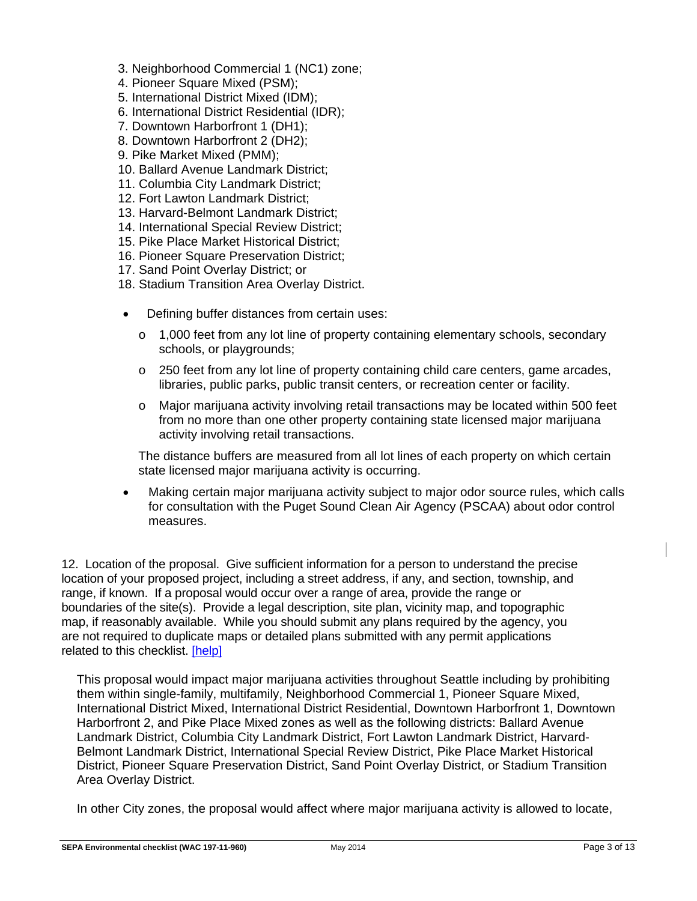3. Neighborhood Commercial 1 (NC1) zone;
4. Pioneer Square Mixed (PSM);
5. International District Mixed (IDM);
6. International District Residential (IDR);
7. Downtown Harborfront 1 (DH1);
8. Downtown Harborfront 2 (DH2);
9. Pike Market Mixed (PMM);
10. Ballard Avenue Landmark District;
11. Columbia City Landmark District;
12. Fort Lawton Landmark District;
13. Harvard-Belmont Landmark District;
14. International Special Review District;
15. Pike Place Market Historical District;
16. Pioneer Square Preservation District;
17. Sand Point Overlay District; or
18. Stadium Transition Area Overlay District.

- Defining buffer distances from certain uses:
  - 1,000 feet from any lot line of property containing elementary schools, secondary schools, or playgrounds;
  - 250 feet from any lot line of property containing child care centers, game arcades, libraries, public parks, public transit centers, or recreation center or facility.
  - Major marijuana activity involving retail transactions may be located within 500 feet from no more than one other property containing state licensed major marijuana activity involving retail transactions.

  The distance buffers are measured from all lot lines of each property on which certain state licensed major marijuana activity is occurring.

- Making certain major marijuana activity subject to major odor source rules, which calls for consultation with the Puget Sound Clean Air Agency (PSCAA) about odor control measures.

12. Location of the proposal. Give sufficient information for a person to understand the precise location of your proposed project, including a street address, if any, and section, township, and range, if known. If a proposal would occur over a range of area, provide the range or boundaries of the site(s). Provide a legal description, site plan, vicinity map, and topographic map, if reasonably available. While you should submit any plans required by the agency, you are not required to duplicate maps or detailed plans submitted with any permit applications related to this checklist. [help]

This proposal would impact major marijuana activities throughout Seattle including by prohibiting them within single-family, multifamily, Neighborhood Commercial 1, Pioneer Square Mixed, International District Mixed, International District Residential, Downtown Harborfront 1, Downtown Harborfront 2, and Pike Place Mixed zones as well as the following districts: Ballard Avenue Landmark District, Columbia City Landmark District, Fort Lawton Landmark District, Harvard-Belmont Landmark District, International Special Review District, Pike Place Market Historical District, Pioneer Square Preservation District, Sand Point Overlay District, or Stadium Transition Area Overlay District.

In other City zones, the proposal would affect where major marijuana activity is allowed to locate,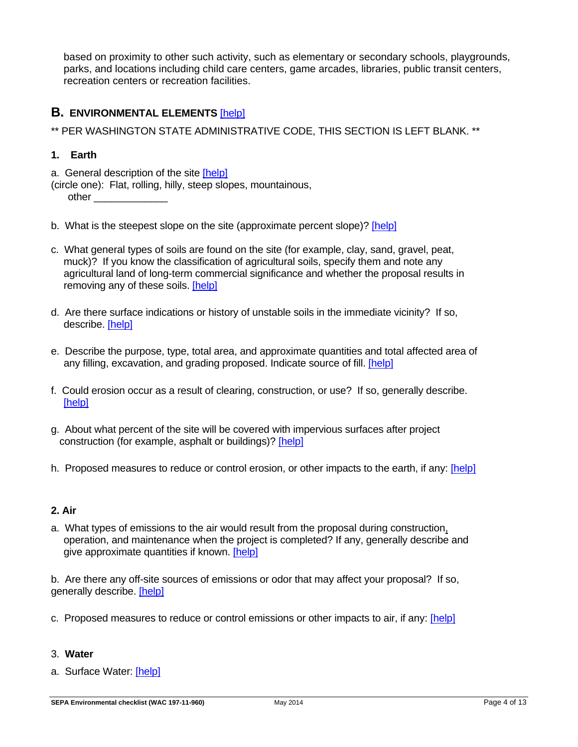based on proximity to other such activity, such as elementary or secondary schools, playgrounds, parks, and locations including child care centers, game arcades, libraries, public transit centers, recreation centers or recreation facilities.

## B. ENVIRONMENTAL ELEMENTS [help]

** PER WASHINGTON STATE ADMINISTRATIVE CODE, THIS SECTION IS LEFT BLANK. **

### 1. Earth

a. General description of the site [help]
(circle one): Flat, rolling, hilly, steep slopes, mountainous,
other _____________

b. What is the steepest slope on the site (approximate percent slope)? [help]

c. What general types of soils are found on the site (for example, clay, sand, gravel, peat, muck)? If you know the classification of agricultural soils, specify them and note any agricultural land of long-term commercial significance and whether the proposal results in removing any of these soils. [help]

d. Are there surface indications or history of unstable soils in the immediate vicinity? If so, describe. [help]

e. Describe the purpose, type, total area, and approximate quantities and total affected area of any filling, excavation, and grading proposed. Indicate source of fill. [help]

f. Could erosion occur as a result of clearing, construction, or use? If so, generally describe. [help]

g. About what percent of the site will be covered with impervious surfaces after project construction (for example, asphalt or buildings)? [help]

h. Proposed measures to reduce or control erosion, or other impacts to the earth, if any: [help]

### 2. Air

a. What types of emissions to the air would result from the proposal during construction, operation, and maintenance when the project is completed? If any, generally describe and give approximate quantities if known. [help]

b. Are there any off-site sources of emissions or odor that may affect your proposal? If so, generally describe. [help]

c. Proposed measures to reduce or control emissions or other impacts to air, if any: [help]

### 3. Water

a. Surface Water: [help]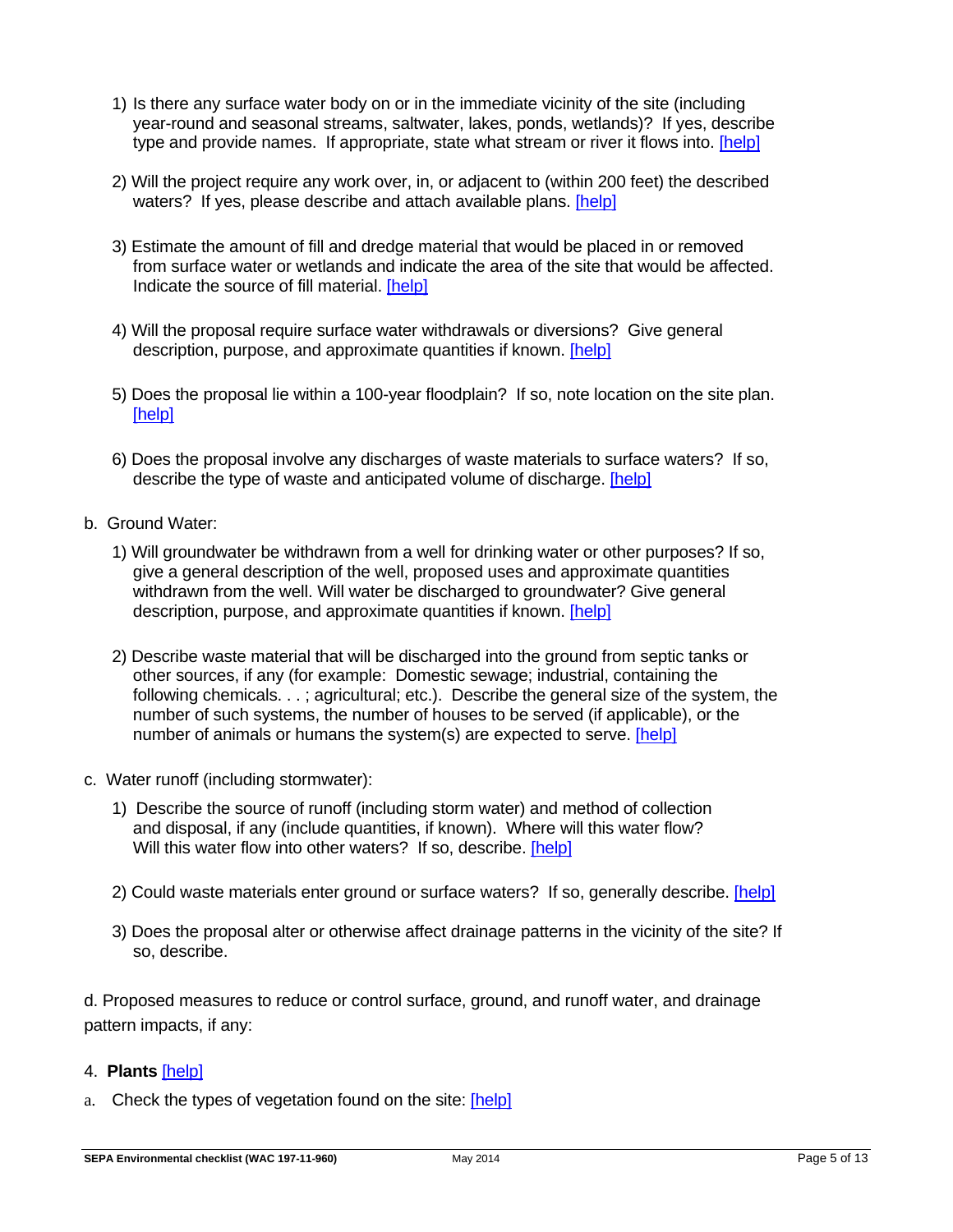1) Is there any surface water body on or in the immediate vicinity of the site (including year-round and seasonal streams, saltwater, lakes, ponds, wetlands)? If yes, describe type and provide names. If appropriate, state what stream or river it flows into. [help]

2) Will the project require any work over, in, or adjacent to (within 200 feet) the described waters? If yes, please describe and attach available plans. [help]

3) Estimate the amount of fill and dredge material that would be placed in or removed from surface water or wetlands and indicate the area of the site that would be affected. Indicate the source of fill material. [help]

4) Will the proposal require surface water withdrawals or diversions? Give general description, purpose, and approximate quantities if known. [help]

5) Does the proposal lie within a 100-year floodplain? If so, note location on the site plan. [help]

6) Does the proposal involve any discharges of waste materials to surface waters? If so, describe the type of waste and anticipated volume of discharge. [help]

b. Ground Water:

1) Will groundwater be withdrawn from a well for drinking water or other purposes? If so, give a general description of the well, proposed uses and approximate quantities withdrawn from the well. Will water be discharged to groundwater? Give general description, purpose, and approximate quantities if known. [help]

2) Describe waste material that will be discharged into the ground from septic tanks or other sources, if any (for example: Domestic sewage; industrial, containing the following chemicals. . . ; agricultural; etc.). Describe the general size of the system, the number of such systems, the number of houses to be served (if applicable), or the number of animals or humans the system(s) are expected to serve. [help]

c. Water runoff (including stormwater):

1) Describe the source of runoff (including storm water) and method of collection and disposal, if any (include quantities, if known). Where will this water flow? Will this water flow into other waters? If so, describe. [help]

2) Could waste materials enter ground or surface waters? If so, generally describe. [help]

3) Does the proposal alter or otherwise affect drainage patterns in the vicinity of the site? If so, describe.

d. Proposed measures to reduce or control surface, ground, and runoff water, and drainage pattern impacts, if any:

4. **Plants** [help]

a. Check the types of vegetation found on the site: [help]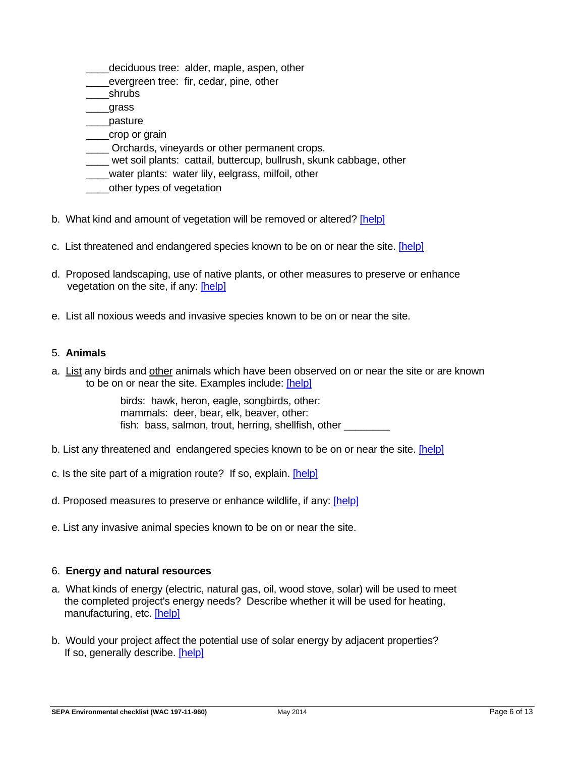____deciduous tree: alder, maple, aspen, other
____evergreen tree: fir, cedar, pine, other
____shrubs
____grass
____pasture
____crop or grain
____ Orchards, vineyards or other permanent crops.
____ wet soil plants: cattail, buttercup, bullrush, skunk cabbage, other
____water plants: water lily, eelgrass, milfoil, other
____other types of vegetation

b. What kind and amount of vegetation will be removed or altered? [help]

c. List threatened and endangered species known to be on or near the site. [help]

d. Proposed landscaping, use of native plants, or other measures to preserve or enhance vegetation on the site, if any: [help]

e. List all noxious weeds and invasive species known to be on or near the site.

5. **Animals**

a. <u>List</u> any birds and <u>other</u> animals which have been observed on or near the site or are known to be on or near the site. Examples include: [help]

birds: hawk, heron, eagle, songbirds, other:
mammals: deer, bear, elk, beaver, other:
fish: bass, salmon, trout, herring, shellfish, other ________

b. List any threatened and endangered species known to be on or near the site. [help]

c. Is the site part of a migration route? If so, explain. [help]

d. Proposed measures to preserve or enhance wildlife, if any: [help]

e. List any invasive animal species known to be on or near the site.

6. **Energy and natural resources**

a. What kinds of energy (electric, natural gas, oil, wood stove, solar) will be used to meet the completed project's energy needs? Describe whether it will be used for heating, manufacturing, etc. [help]

b. Would your project affect the potential use of solar energy by adjacent properties? If so, generally describe. [help]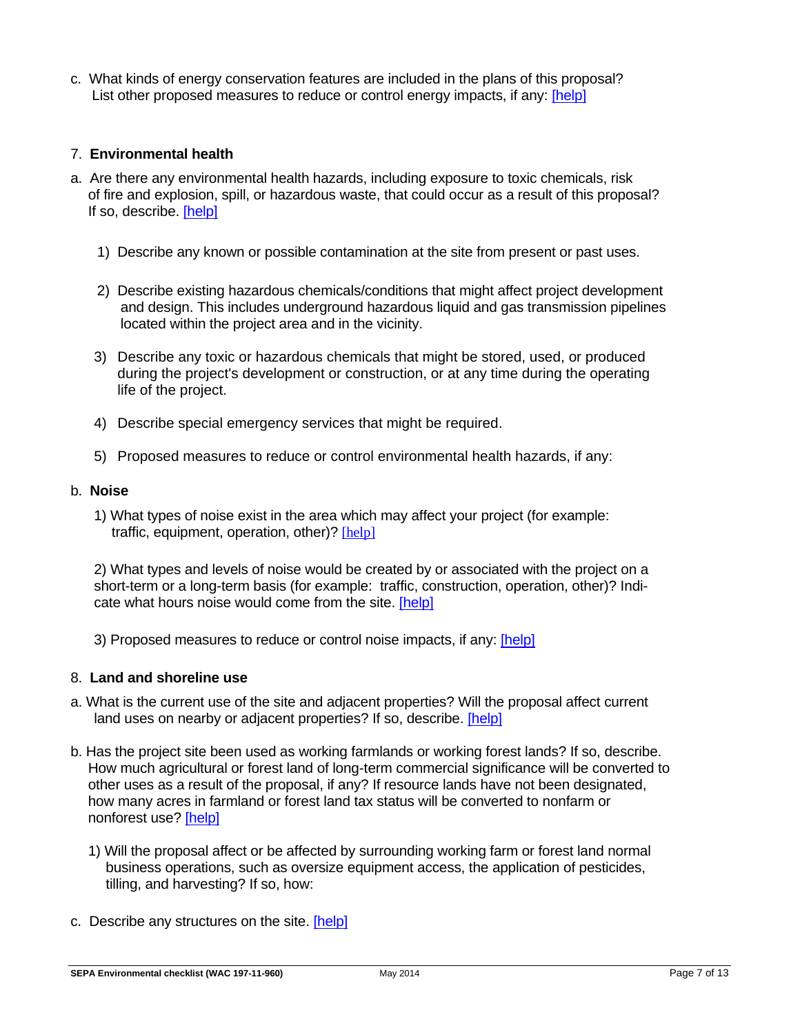c. What kinds of energy conservation features are included in the plans of this proposal? List other proposed measures to reduce or control energy impacts, if any: [help]

## 7. **Environmental health**

a. Are there any environmental health hazards, including exposure to toxic chemicals, risk of fire and explosion, spill, or hazardous waste, that could occur as a result of this proposal? If so, describe. [help]

1) Describe any known or possible contamination at the site from present or past uses.

2) Describe existing hazardous chemicals/conditions that might affect project development and design. This includes underground hazardous liquid and gas transmission pipelines located within the project area and in the vicinity.

3) Describe any toxic or hazardous chemicals that might be stored, used, or produced during the project's development or construction, or at any time during the operating life of the project.

4) Describe special emergency services that might be required.

5) Proposed measures to reduce or control environmental health hazards, if any:

b. **Noise**

1) What types of noise exist in the area which may affect your project (for example: traffic, equipment, operation, other)? [help]

2) What types and levels of noise would be created by or associated with the project on a short-term or a long-term basis (for example: traffic, construction, operation, other)? Indicate what hours noise would come from the site. [help]

3) Proposed measures to reduce or control noise impacts, if any: [help]

## 8. **Land and shoreline use**

a. What is the current use of the site and adjacent properties? Will the proposal affect current land uses on nearby or adjacent properties? If so, describe. [help]

b. Has the project site been used as working farmlands or working forest lands? If so, describe. How much agricultural or forest land of long-term commercial significance will be converted to other uses as a result of the proposal, if any? If resource lands have not been designated, how many acres in farmland or forest land tax status will be converted to nonfarm or nonforest use? [help]

1) Will the proposal affect or be affected by surrounding working farm or forest land normal business operations, such as oversize equipment access, the application of pesticides, tilling, and harvesting? If so, how:

c. Describe any structures on the site. [help]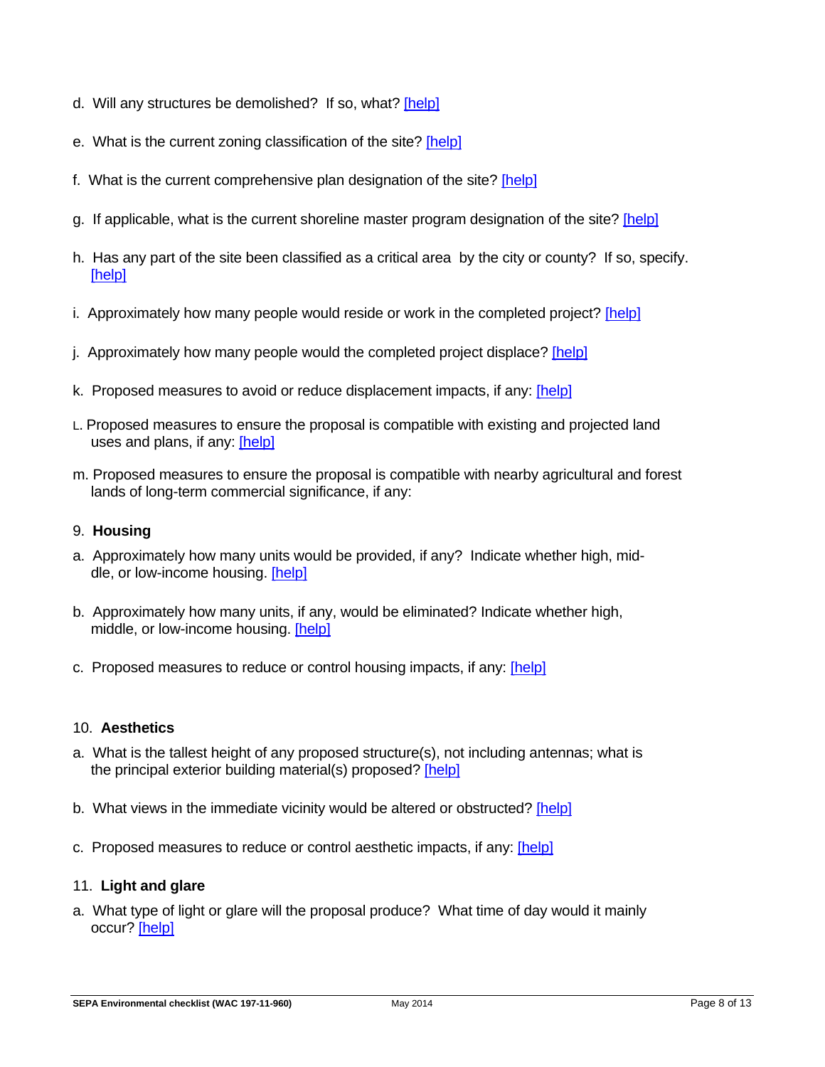d. Will any structures be demolished? If so, what? [help]

e. What is the current zoning classification of the site? [help]

f. What is the current comprehensive plan designation of the site? [help]

g. If applicable, what is the current shoreline master program designation of the site? [help]

h. Has any part of the site been classified as a critical area by the city or county? If so, specify. [help]

i. Approximately how many people would reside or work in the completed project? [help]

j. Approximately how many people would the completed project displace? [help]

k. Proposed measures to avoid or reduce displacement impacts, if any: [help]

L. Proposed measures to ensure the proposal is compatible with existing and projected land uses and plans, if any: [help]

m. Proposed measures to ensure the proposal is compatible with nearby agricultural and forest lands of long-term commercial significance, if any:

## 9. Housing

a. Approximately how many units would be provided, if any? Indicate whether high, middle, or low-income housing. [help]

b. Approximately how many units, if any, would be eliminated? Indicate whether high, middle, or low-income housing. [help]

c. Proposed measures to reduce or control housing impacts, if any: [help]

## 10. Aesthetics

a. What is the tallest height of any proposed structure(s), not including antennas; what is the principal exterior building material(s) proposed? [help]

b. What views in the immediate vicinity would be altered or obstructed? [help]

c. Proposed measures to reduce or control aesthetic impacts, if any: [help]

## 11. Light and glare

a. What type of light or glare will the proposal produce? What time of day would it mainly occur? [help]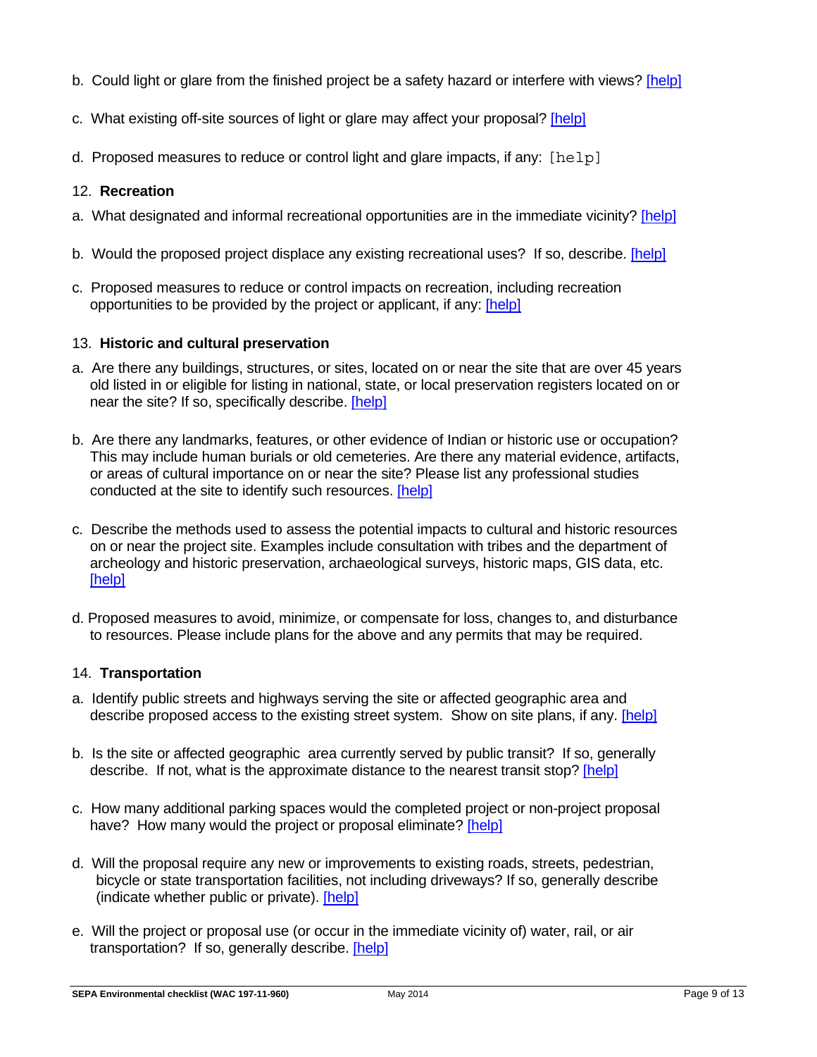b. Could light or glare from the finished project be a safety hazard or interfere with views? [help]

c. What existing off-site sources of light or glare may affect your proposal? [help]

d. Proposed measures to reduce or control light and glare impacts, if any: [help]

12. **Recreation**

a. What designated and informal recreational opportunities are in the immediate vicinity? [help]

b. Would the proposed project displace any existing recreational uses? If so, describe. [help]

c. Proposed measures to reduce or control impacts on recreation, including recreation opportunities to be provided by the project or applicant, if any: [help]

13. **Historic and cultural preservation**

a. Are there any buildings, structures, or sites, located on or near the site that are over 45 years old listed in or eligible for listing in national, state, or local preservation registers located on or near the site? If so, specifically describe. [help]

b. Are there any landmarks, features, or other evidence of Indian or historic use or occupation? This may include human burials or old cemeteries. Are there any material evidence, artifacts, or areas of cultural importance on or near the site? Please list any professional studies conducted at the site to identify such resources. [help]

c. Describe the methods used to assess the potential impacts to cultural and historic resources on or near the project site. Examples include consultation with tribes and the department of archeology and historic preservation, archaeological surveys, historic maps, GIS data, etc. [help]

d. Proposed measures to avoid, minimize, or compensate for loss, changes to, and disturbance to resources. Please include plans for the above and any permits that may be required.

14. **Transportation**

a. Identify public streets and highways serving the site or affected geographic area and describe proposed access to the existing street system. Show on site plans, if any. [help]

b. Is the site or affected geographic area currently served by public transit? If so, generally describe. If not, what is the approximate distance to the nearest transit stop? [help]

c. How many additional parking spaces would the completed project or non-project proposal have? How many would the project or proposal eliminate? [help]

d. Will the proposal require any new or improvements to existing roads, streets, pedestrian, bicycle or state transportation facilities, not including driveways? If so, generally describe (indicate whether public or private). [help]

e. Will the project or proposal use (or occur in the immediate vicinity of) water, rail, or air transportation? If so, generally describe. [help]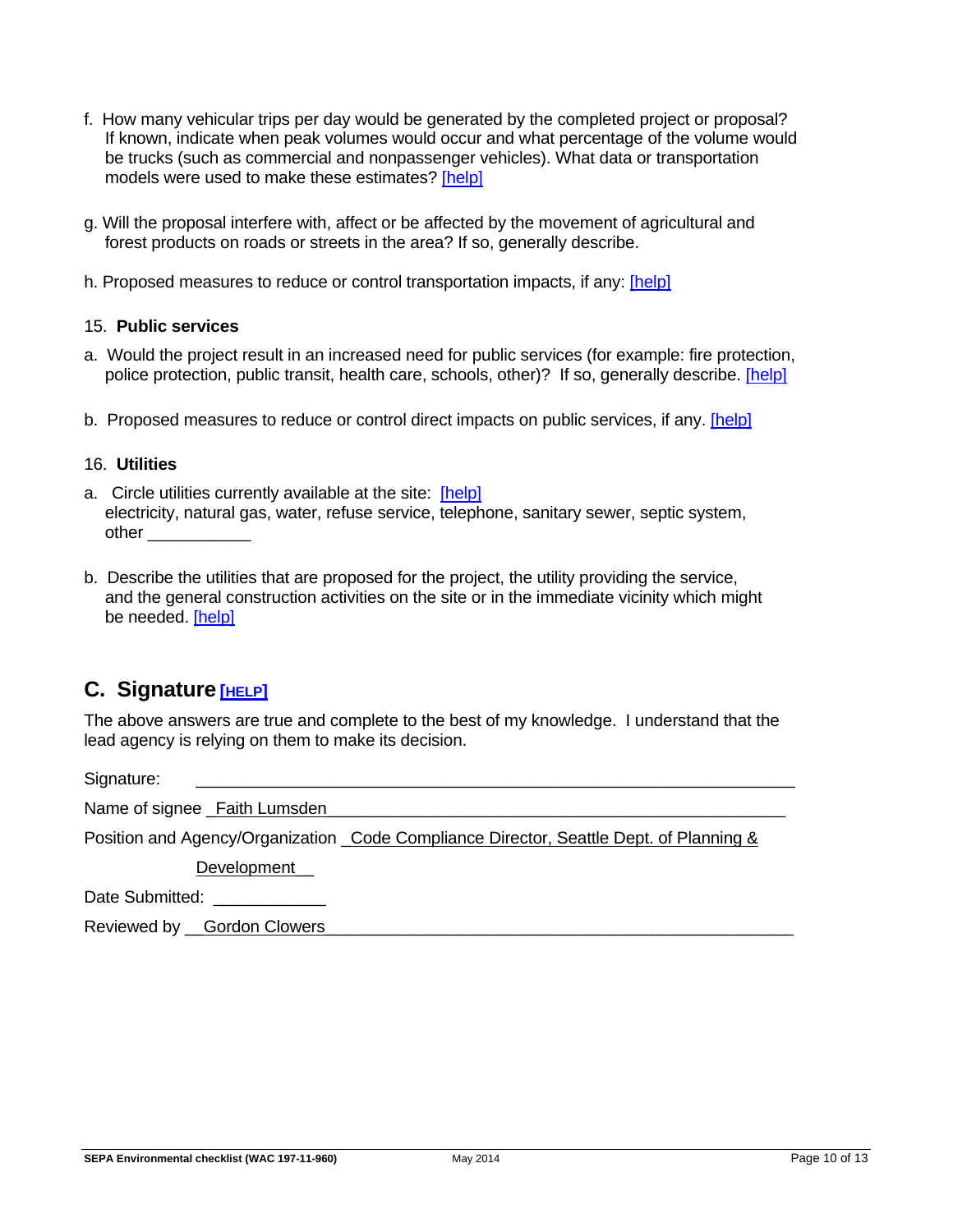f. How many vehicular trips per day would be generated by the completed project or proposal? If known, indicate when peak volumes would occur and what percentage of the volume would be trucks (such as commercial and nonpassenger vehicles). What data or transportation models were used to make these estimates? [help]

g. Will the proposal interfere with, affect or be affected by the movement of agricultural and forest products on roads or streets in the area? If so, generally describe.

h. Proposed measures to reduce or control transportation impacts, if any: [help]

15. **Public services**

a. Would the project result in an increased need for public services (for example: fire protection, police protection, public transit, health care, schools, other)? If so, generally describe. [help]

b. Proposed measures to reduce or control direct impacts on public services, if any. [help]

16. **Utilities**

a. Circle utilities currently available at the site: [help]
electricity, natural gas, water, refuse service, telephone, sanitary sewer, septic system, other ___________

b. Describe the utilities that are proposed for the project, the utility providing the service, and the general construction activities on the site or in the immediate vicinity which might be needed. [help]

## C. Signature [HELP]

The above answers are true and complete to the best of my knowledge. I understand that the lead agency is relying on them to make its decision.

Signature: ____________________________________________________________

Name of signee _Faith Lumsden__________________________________________________

Position and Agency/Organization _Code Compliance Director, Seattle Dept. of Planning & Development__

Date Submitted: ____________

Reviewed by __Gordon Clowers__________________________________________________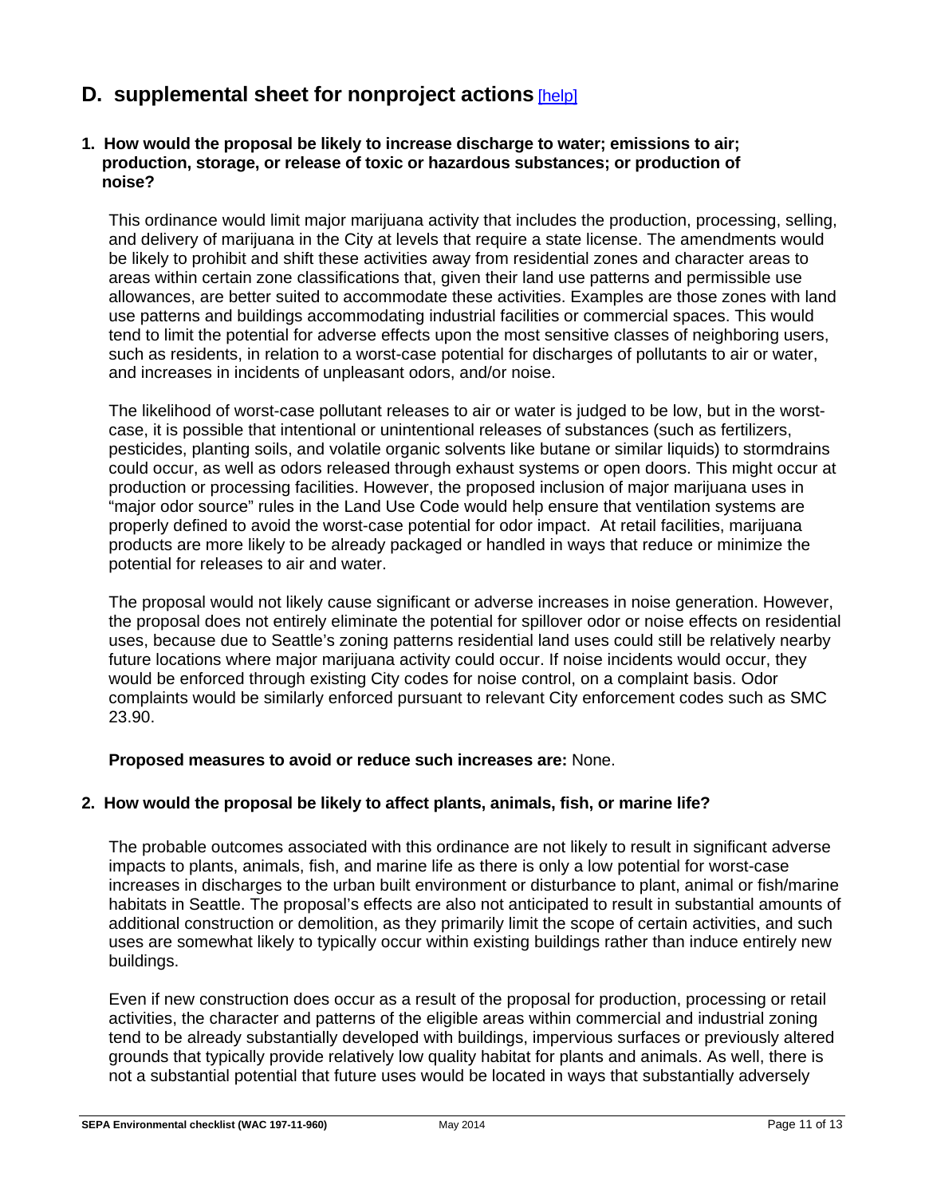## D. supplemental sheet for nonproject actions [help]

**1. How would the proposal be likely to increase discharge to water; emissions to air; production, storage, or release of toxic or hazardous substances; or production of noise?**

This ordinance would limit major marijuana activity that includes the production, processing, selling, and delivery of marijuana in the City at levels that require a state license. The amendments would be likely to prohibit and shift these activities away from residential zones and character areas to areas within certain zone classifications that, given their land use patterns and permissible use allowances, are better suited to accommodate these activities. Examples are those zones with land use patterns and buildings accommodating industrial facilities or commercial spaces. This would tend to limit the potential for adverse effects upon the most sensitive classes of neighboring users, such as residents, in relation to a worst-case potential for discharges of pollutants to air or water, and increases in incidents of unpleasant odors, and/or noise.

The likelihood of worst-case pollutant releases to air or water is judged to be low, but in the worst-case, it is possible that intentional or unintentional releases of substances (such as fertilizers, pesticides, planting soils, and volatile organic solvents like butane or similar liquids) to stormdrains could occur, as well as odors released through exhaust systems or open doors. This might occur at production or processing facilities. However, the proposed inclusion of major marijuana uses in "major odor source" rules in the Land Use Code would help ensure that ventilation systems are properly defined to avoid the worst-case potential for odor impact. At retail facilities, marijuana products are more likely to be already packaged or handled in ways that reduce or minimize the potential for releases to air and water.

The proposal would not likely cause significant or adverse increases in noise generation. However, the proposal does not entirely eliminate the potential for spillover odor or noise effects on residential uses, because due to Seattle's zoning patterns residential land uses could still be relatively nearby future locations where major marijuana activity could occur. If noise incidents would occur, they would be enforced through existing City codes for noise control, on a complaint basis. Odor complaints would be similarly enforced pursuant to relevant City enforcement codes such as SMC 23.90.

**Proposed measures to avoid or reduce such increases are:** None.

**2. How would the proposal be likely to affect plants, animals, fish, or marine life?**

The probable outcomes associated with this ordinance are not likely to result in significant adverse impacts to plants, animals, fish, and marine life as there is only a low potential for worst-case increases in discharges to the urban built environment or disturbance to plant, animal or fish/marine habitats in Seattle. The proposal's effects are also not anticipated to result in substantial amounts of additional construction or demolition, as they primarily limit the scope of certain activities, and such uses are somewhat likely to typically occur within existing buildings rather than induce entirely new buildings.

Even if new construction does occur as a result of the proposal for production, processing or retail activities, the character and patterns of the eligible areas within commercial and industrial zoning tend to be already substantially developed with buildings, impervious surfaces or previously altered grounds that typically provide relatively low quality habitat for plants and animals. As well, there is not a substantial potential that future uses would be located in ways that substantially adversely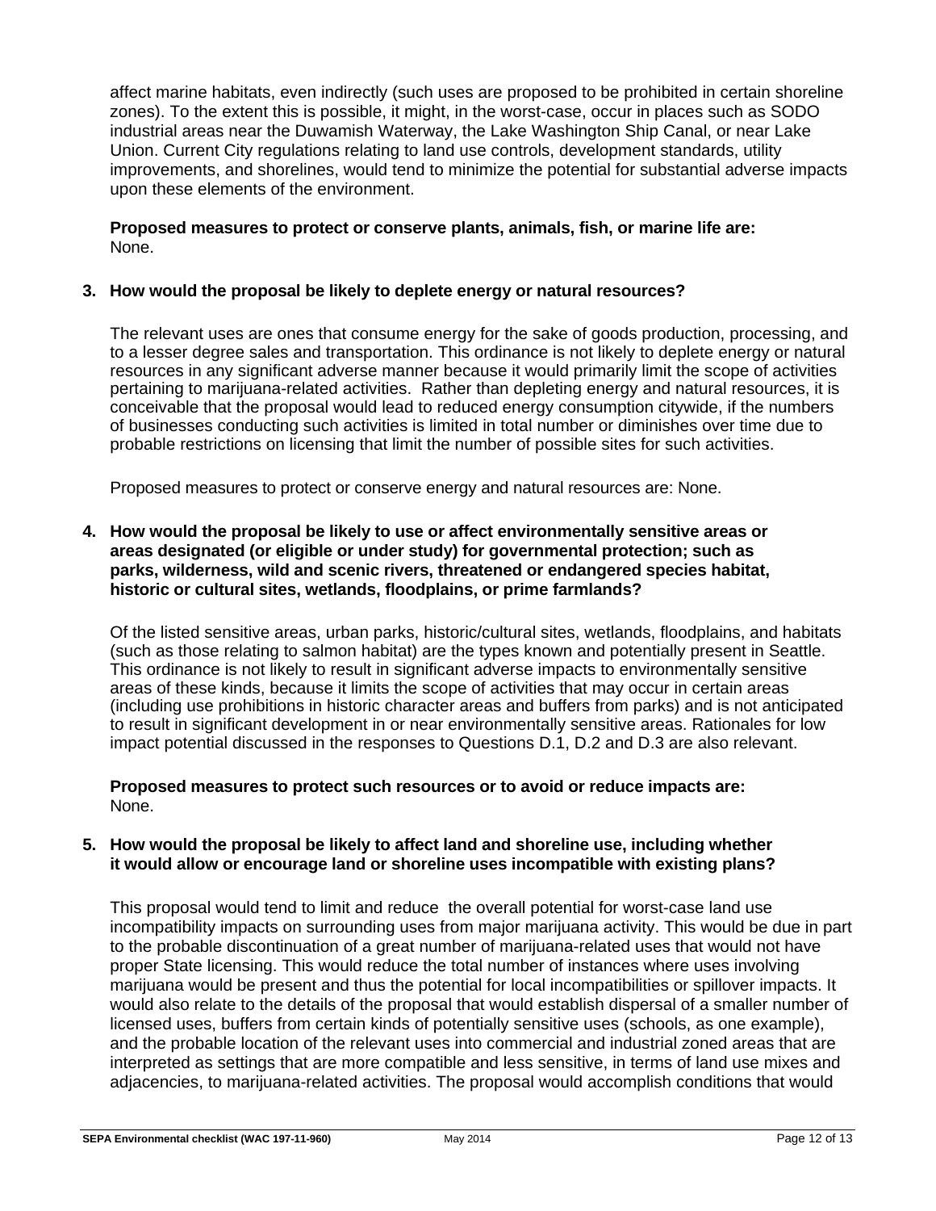affect marine habitats, even indirectly (such uses are proposed to be prohibited in certain shoreline zones). To the extent this is possible, it might, in the worst-case, occur in places such as SODO industrial areas near the Duwamish Waterway, the Lake Washington Ship Canal, or near Lake Union. Current City regulations relating to land use controls, development standards, utility improvements, and shorelines, would tend to minimize the potential for substantial adverse impacts upon these elements of the environment.

**Proposed measures to protect or conserve plants, animals, fish, or marine life are:**
None.

**3. How would the proposal be likely to deplete energy or natural resources?**

The relevant uses are ones that consume energy for the sake of goods production, processing, and to a lesser degree sales and transportation. This ordinance is not likely to deplete energy or natural resources in any significant adverse manner because it would primarily limit the scope of activities pertaining to marijuana-related activities. Rather than depleting energy and natural resources, it is conceivable that the proposal would lead to reduced energy consumption citywide, if the numbers of businesses conducting such activities is limited in total number or diminishes over time due to probable restrictions on licensing that limit the number of possible sites for such activities.

Proposed measures to protect or conserve energy and natural resources are: None.

**4. How would the proposal be likely to use or affect environmentally sensitive areas or areas designated (or eligible or under study) for governmental protection; such as parks, wilderness, wild and scenic rivers, threatened or endangered species habitat, historic or cultural sites, wetlands, floodplains, or prime farmlands?**

Of the listed sensitive areas, urban parks, historic/cultural sites, wetlands, floodplains, and habitats (such as those relating to salmon habitat) are the types known and potentially present in Seattle. This ordinance is not likely to result in significant adverse impacts to environmentally sensitive areas of these kinds, because it limits the scope of activities that may occur in certain areas (including use prohibitions in historic character areas and buffers from parks) and is not anticipated to result in significant development in or near environmentally sensitive areas. Rationales for low impact potential discussed in the responses to Questions D.1, D.2 and D.3 are also relevant.

**Proposed measures to protect such resources or to avoid or reduce impacts are:**
None.

**5. How would the proposal be likely to affect land and shoreline use, including whether it would allow or encourage land or shoreline uses incompatible with existing plans?**

This proposal would tend to limit and reduce the overall potential for worst-case land use incompatibility impacts on surrounding uses from major marijuana activity. This would be due in part to the probable discontinuation of a great number of marijuana-related uses that would not have proper State licensing. This would reduce the total number of instances where uses involving marijuana would be present and thus the potential for local incompatibilities or spillover impacts. It would also relate to the details of the proposal that would establish dispersal of a smaller number of licensed uses, buffers from certain kinds of potentially sensitive uses (schools, as one example), and the probable location of the relevant uses into commercial and industrial zoned areas that are interpreted as settings that are more compatible and less sensitive, in terms of land use mixes and adjacencies, to marijuana-related activities. The proposal would accomplish conditions that would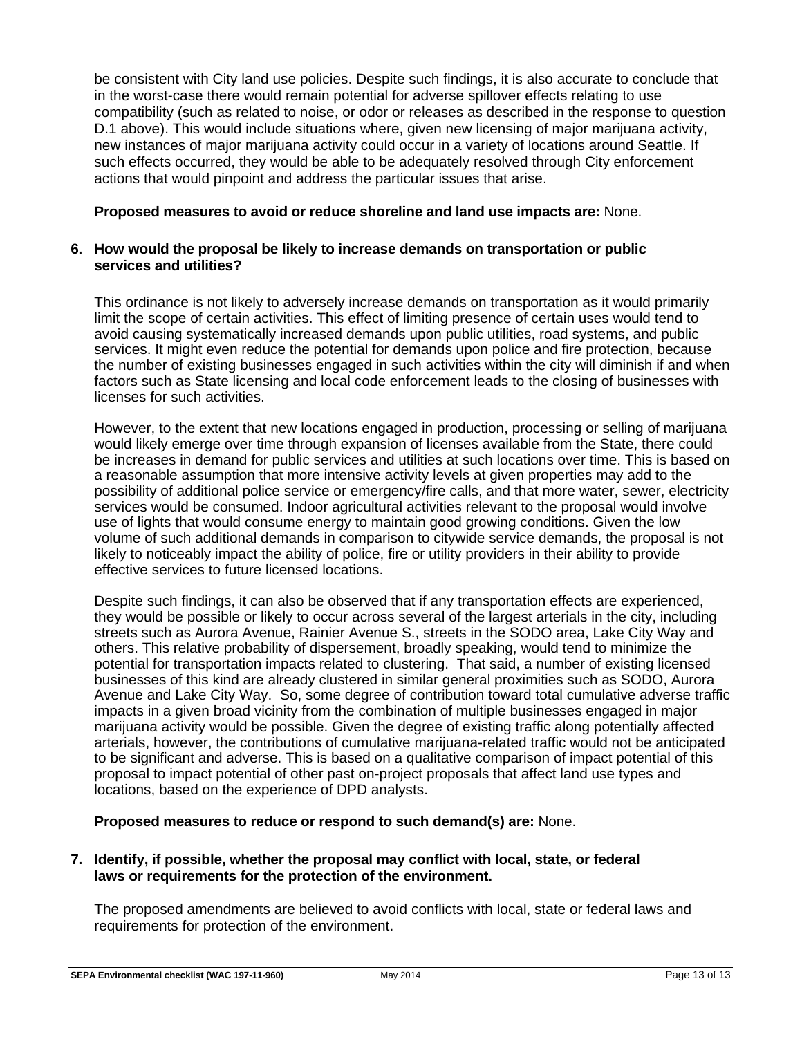be consistent with City land use policies. Despite such findings, it is also accurate to conclude that in the worst-case there would remain potential for adverse spillover effects relating to use compatibility (such as related to noise, or odor or releases as described in the response to question D.1 above). This would include situations where, given new licensing of major marijuana activity, new instances of major marijuana activity could occur in a variety of locations around Seattle. If such effects occurred, they would be able to be adequately resolved through City enforcement actions that would pinpoint and address the particular issues that arise.

**Proposed measures to avoid or reduce shoreline and land use impacts are:** None.

**6. How would the proposal be likely to increase demands on transportation or public services and utilities?**

This ordinance is not likely to adversely increase demands on transportation as it would primarily limit the scope of certain activities. This effect of limiting presence of certain uses would tend to avoid causing systematically increased demands upon public utilities, road systems, and public services. It might even reduce the potential for demands upon police and fire protection, because the number of existing businesses engaged in such activities within the city will diminish if and when factors such as State licensing and local code enforcement leads to the closing of businesses with licenses for such activities.

However, to the extent that new locations engaged in production, processing or selling of marijuana would likely emerge over time through expansion of licenses available from the State, there could be increases in demand for public services and utilities at such locations over time. This is based on a reasonable assumption that more intensive activity levels at given properties may add to the possibility of additional police service or emergency/fire calls, and that more water, sewer, electricity services would be consumed. Indoor agricultural activities relevant to the proposal would involve use of lights that would consume energy to maintain good growing conditions. Given the low volume of such additional demands in comparison to citywide service demands, the proposal is not likely to noticeably impact the ability of police, fire or utility providers in their ability to provide effective services to future licensed locations.

Despite such findings, it can also be observed that if any transportation effects are experienced, they would be possible or likely to occur across several of the largest arterials in the city, including streets such as Aurora Avenue, Rainier Avenue S., streets in the SODO area, Lake City Way and others. This relative probability of dispersement, broadly speaking, would tend to minimize the potential for transportation impacts related to clustering. That said, a number of existing licensed businesses of this kind are already clustered in similar general proximities such as SODO, Aurora Avenue and Lake City Way. So, some degree of contribution toward total cumulative adverse traffic impacts in a given broad vicinity from the combination of multiple businesses engaged in major marijuana activity would be possible. Given the degree of existing traffic along potentially affected arterials, however, the contributions of cumulative marijuana-related traffic would not be anticipated to be significant and adverse. This is based on a qualitative comparison of impact potential of this proposal to impact potential of other past on-project proposals that affect land use types and locations, based on the experience of DPD analysts.

**Proposed measures to reduce or respond to such demand(s) are:** None.

**7. Identify, if possible, whether the proposal may conflict with local, state, or federal laws or requirements for the protection of the environment.**

The proposed amendments are believed to avoid conflicts with local, state or federal laws and requirements for protection of the environment.